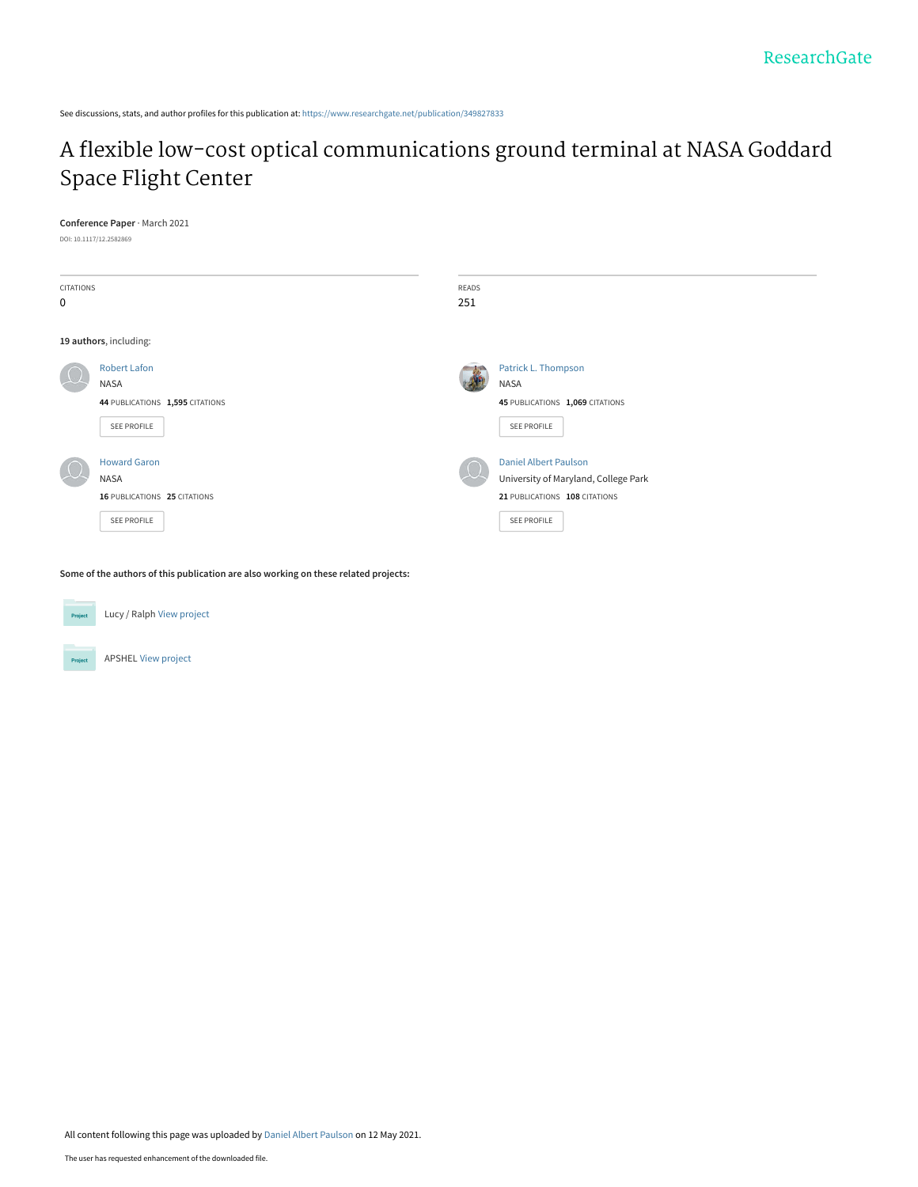ResearchGate

See discussions, stats, and author profiles for this publication at: https://www.researchgate.net/publication/349827833

# A flexible low-cost optical communications ground terminal at NASA Goddard Space Flight Center

**Conference Paper** · March 2021

DOI: 10.1117/12.2582869

| CITATIONS | READS |
| --- | --- |
| 0 | 251 |

**19 authors**, including:

**Robert Lafon**
NASA
**44** PUBLICATIONS **1,595** CITATIONS
SEE PROFILE

**Patrick L. Thompson**
NASA
**45** PUBLICATIONS **1,069** CITATIONS
SEE PROFILE

**Howard Garon**
NASA
**16** PUBLICATIONS **25** CITATIONS
SEE PROFILE

**Daniel Albert Paulson**
University of Maryland, College Park
**21** PUBLICATIONS **108** CITATIONS
SEE PROFILE

**Some of the authors of this publication are also working on these related projects:**

Project: Lucy / Ralph View project

Project: APSHEL View project

All content following this page was uploaded by Daniel Albert Paulson on 12 May 2021.

The user has requested enhancement of the downloaded file.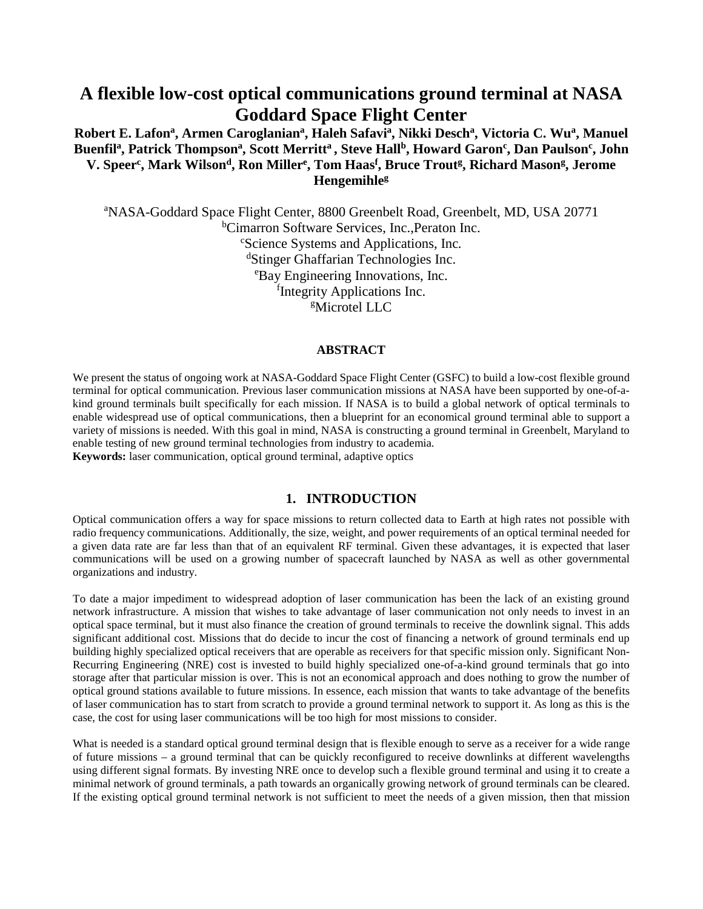# A flexible low-cost optical communications ground terminal at NASA Goddard Space Flight Center

**Robert E. Lafon[a], Armen Caroglanian[a], Haleh Safavi[a], Nikki Desch[a], Victoria C. Wu[a], Manuel Buenfil[a], Patrick Thompson[a], Scott Merritt[a] , Steve Hall[b], Howard Garon[c], Dan Paulson[c], John V. Speer[c], Mark Wilson[d], Ron Miller[e], Tom Haas[f], Bruce Trout[g], Richard Mason[g], Jerome Hengemihle[g]**

[a]NASA-Goddard Space Flight Center, 8800 Greenbelt Road, Greenbelt, MD, USA 20771
[b]Cimarron Software Services, Inc.,Peraton Inc.
[c]Science Systems and Applications, Inc.
[d]Stinger Ghaffarian Technologies Inc.
[e]Bay Engineering Innovations, Inc.
[f]Integrity Applications Inc.
[g]Microtel LLC

## ABSTRACT

We present the status of ongoing work at NASA-Goddard Space Flight Center (GSFC) to build a low-cost flexible ground terminal for optical communication. Previous laser communication missions at NASA have been supported by one-of-a-kind ground terminals built specifically for each mission. If NASA is to build a global network of optical terminals to enable widespread use of optical communications, then a blueprint for an economical ground terminal able to support a variety of missions is needed. With this goal in mind, NASA is constructing a ground terminal in Greenbelt, Maryland to enable testing of new ground terminal technologies from industry to academia.

**Keywords:** laser communication, optical ground terminal, adaptive optics

## 1. INTRODUCTION

Optical communication offers a way for space missions to return collected data to Earth at high rates not possible with radio frequency communications. Additionally, the size, weight, and power requirements of an optical terminal needed for a given data rate are far less than that of an equivalent RF terminal. Given these advantages, it is expected that laser communications will be used on a growing number of spacecraft launched by NASA as well as other governmental organizations and industry.

To date a major impediment to widespread adoption of laser communication has been the lack of an existing ground network infrastructure. A mission that wishes to take advantage of laser communication not only needs to invest in an optical space terminal, but it must also finance the creation of ground terminals to receive the downlink signal. This adds significant additional cost. Missions that do decide to incur the cost of financing a network of ground terminals end up building highly specialized optical receivers that are operable as receivers for that specific mission only. Significant Non-Recurring Engineering (NRE) cost is invested to build highly specialized one-of-a-kind ground terminals that go into storage after that particular mission is over. This is not an economical approach and does nothing to grow the number of optical ground stations available to future missions. In essence, each mission that wants to take advantage of the benefits of laser communication has to start from scratch to provide a ground terminal network to support it. As long as this is the case, the cost for using laser communications will be too high for most missions to consider.

What is needed is a standard optical ground terminal design that is flexible enough to serve as a receiver for a wide range of future missions – a ground terminal that can be quickly reconfigured to receive downlinks at different wavelengths using different signal formats. By investing NRE once to develop such a flexible ground terminal and using it to create a minimal network of ground terminals, a path towards an organically growing network of ground terminals can be cleared. If the existing optical ground terminal network is not sufficient to meet the needs of a given mission, then that mission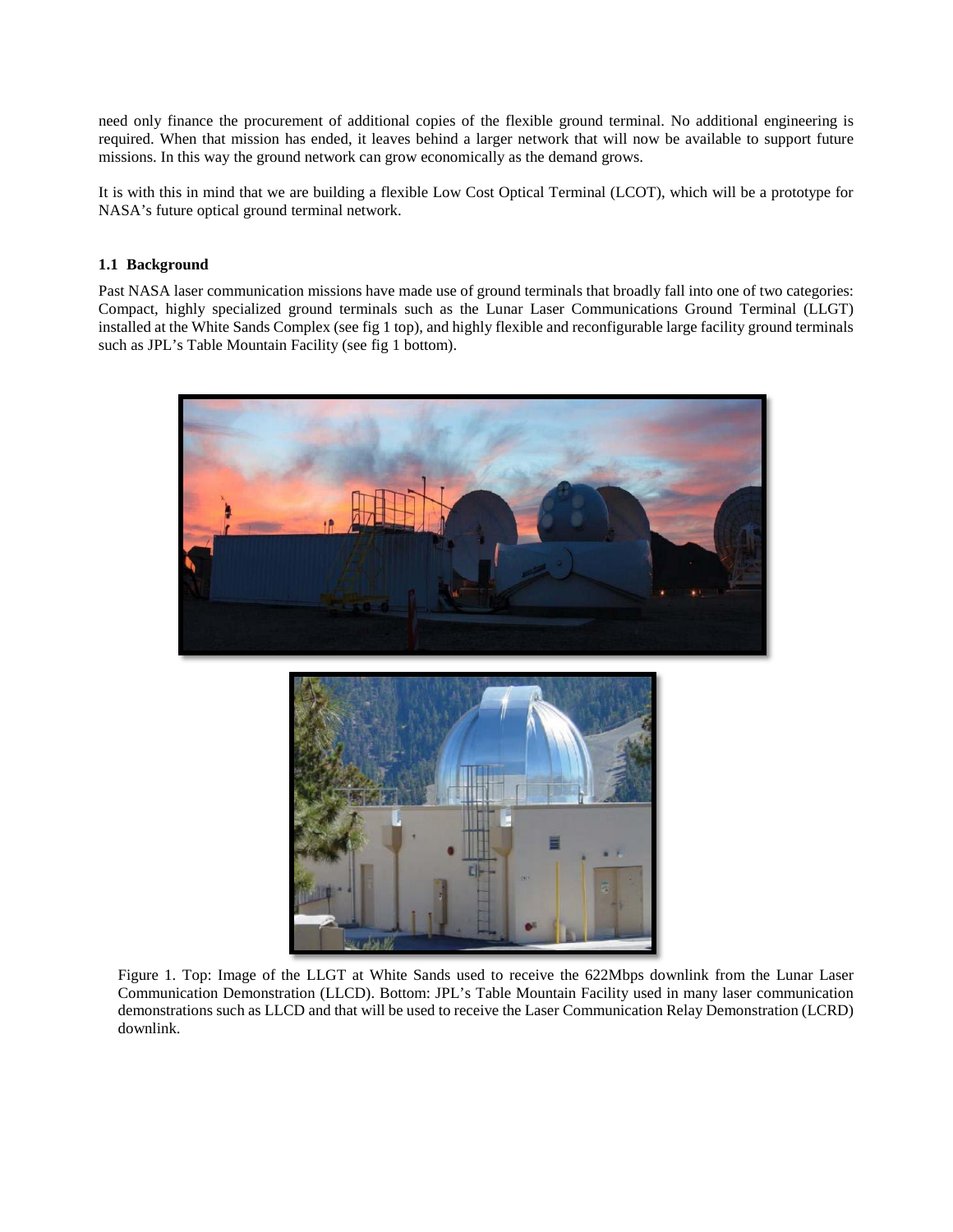need only finance the procurement of additional copies of the flexible ground terminal. No additional engineering is required. When that mission has ended, it leaves behind a larger network that will now be available to support future missions. In this way the ground network can grow economically as the demand grows.

It is with this in mind that we are building a flexible Low Cost Optical Terminal (LCOT), which will be a prototype for NASA's future optical ground terminal network.

### 1.1 Background

Past NASA laser communication missions have made use of ground terminals that broadly fall into one of two categories: Compact, highly specialized ground terminals such as the Lunar Laser Communications Ground Terminal (LLGT) installed at the White Sands Complex (see fig 1 top), and highly flexible and reconfigurable large facility ground terminals such as JPL's Table Mountain Facility (see fig 1 bottom).

Figure 1. Top: Image of the LLGT at White Sands used to receive the 622Mbps downlink from the Lunar Laser Communication Demonstration (LLCD). Bottom: JPL's Table Mountain Facility used in many laser communication demonstrations such as LLCD and that will be used to receive the Laser Communication Relay Demonstration (LCRD) downlink.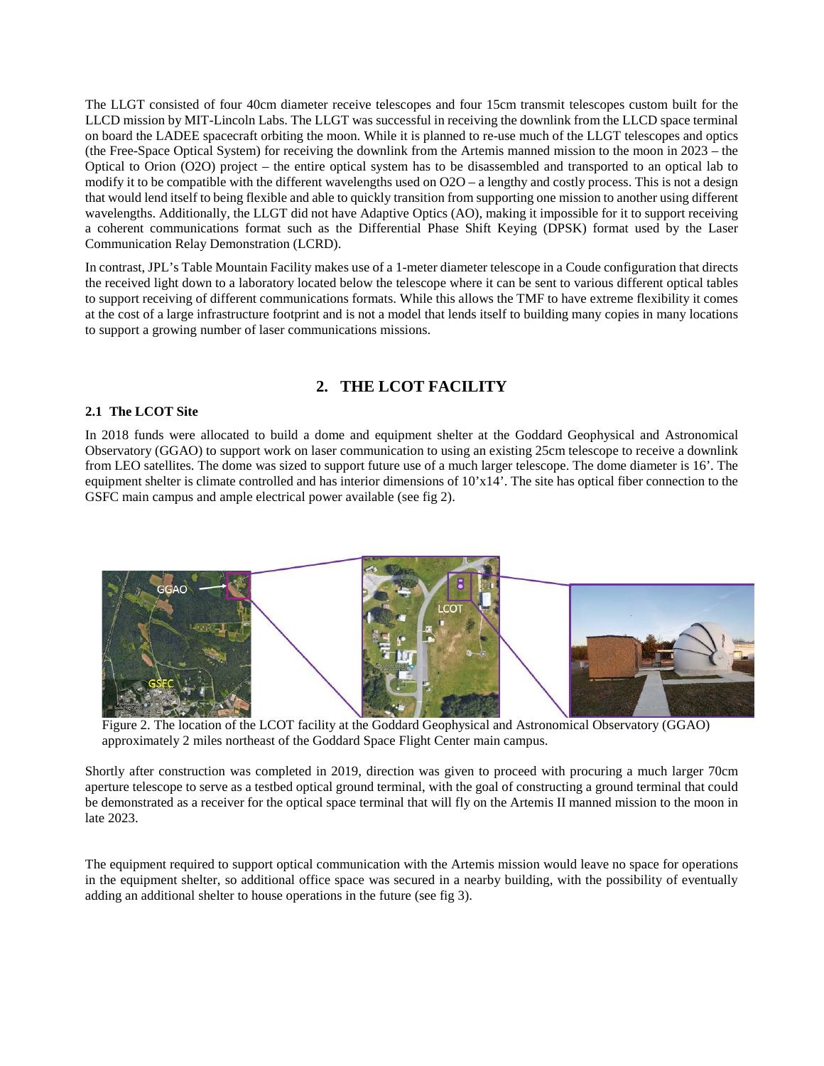The LLGT consisted of four 40cm diameter receive telescopes and four 15cm transmit telescopes custom built for the LLCD mission by MIT-Lincoln Labs. The LLGT was successful in receiving the downlink from the LLCD space terminal on board the LADEE spacecraft orbiting the moon. While it is planned to re-use much of the LLGT telescopes and optics (the Free-Space Optical System) for receiving the downlink from the Artemis manned mission to the moon in 2023 – the Optical to Orion (O2O) project – the entire optical system has to be disassembled and transported to an optical lab to modify it to be compatible with the different wavelengths used on O2O – a lengthy and costly process. This is not a design that would lend itself to being flexible and able to quickly transition from supporting one mission to another using different wavelengths. Additionally, the LLGT did not have Adaptive Optics (AO), making it impossible for it to support receiving a coherent communications format such as the Differential Phase Shift Keying (DPSK) format used by the Laser Communication Relay Demonstration (LCRD).

In contrast, JPL's Table Mountain Facility makes use of a 1-meter diameter telescope in a Coude configuration that directs the received light down to a laboratory located below the telescope where it can be sent to various different optical tables to support receiving of different communications formats. While this allows the TMF to have extreme flexibility it comes at the cost of a large infrastructure footprint and is not a model that lends itself to building many copies in many locations to support a growing number of laser communications missions.

## 2. THE LCOT FACILITY

### 2.1 The LCOT Site

In 2018 funds were allocated to build a dome and equipment shelter at the Goddard Geophysical and Astronomical Observatory (GGAO) to support work on laser communication to using an existing 25cm telescope to receive a downlink from LEO satellites. The dome was sized to support future use of a much larger telescope. The dome diameter is 16'. The equipment shelter is climate controlled and has interior dimensions of 10'x14'. The site has optical fiber connection to the GSFC main campus and ample electrical power available (see fig 2).

Figure 2. The location of the LCOT facility at the Goddard Geophysical and Astronomical Observatory (GGAO) approximately 2 miles northeast of the Goddard Space Flight Center main campus.

Shortly after construction was completed in 2019, direction was given to proceed with procuring a much larger 70cm aperture telescope to serve as a testbed optical ground terminal, with the goal of constructing a ground terminal that could be demonstrated as a receiver for the optical space terminal that will fly on the Artemis II manned mission to the moon in late 2023.

The equipment required to support optical communication with the Artemis mission would leave no space for operations in the equipment shelter, so additional office space was secured in a nearby building, with the possibility of eventually adding an additional shelter to house operations in the future (see fig 3).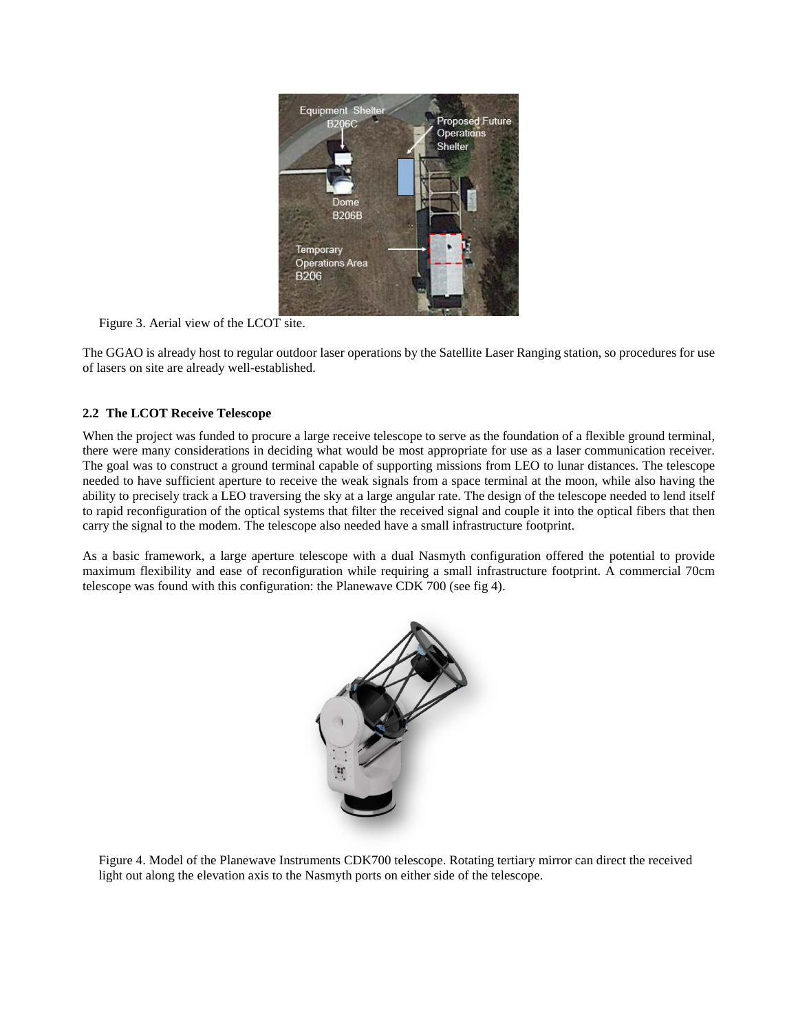Figure 3. Aerial view of the LCOT site.

The GGAO is already host to regular outdoor laser operations by the Satellite Laser Ranging station, so procedures for use of lasers on site are already well-established.

### 2.2 The LCOT Receive Telescope

When the project was funded to procure a large receive telescope to serve as the foundation of a flexible ground terminal, there were many considerations in deciding what would be most appropriate for use as a laser communication receiver. The goal was to construct a ground terminal capable of supporting missions from LEO to lunar distances. The telescope needed to have sufficient aperture to receive the weak signals from a space terminal at the moon, while also having the ability to precisely track a LEO traversing the sky at a large angular rate. The design of the telescope needed to lend itself to rapid reconfiguration of the optical systems that filter the received signal and couple it into the optical fibers that then carry the signal to the modem. The telescope also needed have a small infrastructure footprint.

As a basic framework, a large aperture telescope with a dual Nasmyth configuration offered the potential to provide maximum flexibility and ease of reconfiguration while requiring a small infrastructure footprint. A commercial 70cm telescope was found with this configuration: the Planewave CDK 700 (see fig 4).

Figure 4. Model of the Planewave Instruments CDK700 telescope. Rotating tertiary mirror can direct the received light out along the elevation axis to the Nasmyth ports on either side of the telescope.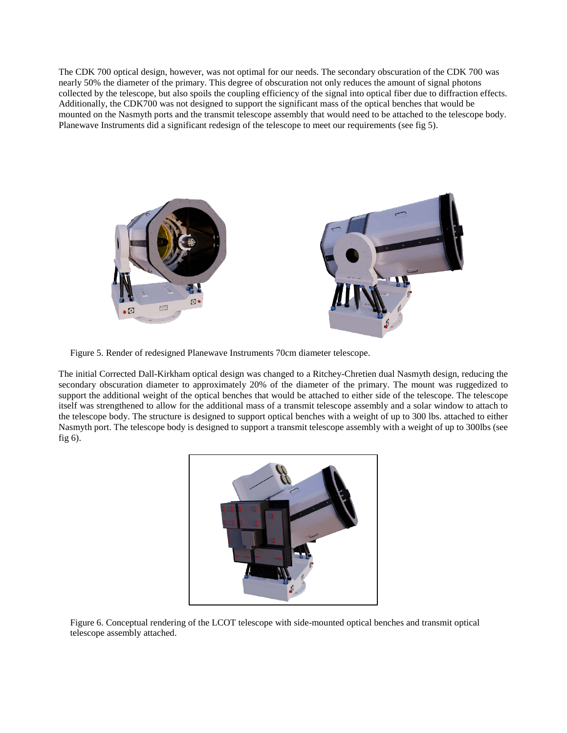The CDK 700 optical design, however, was not optimal for our needs. The secondary obscuration of the CDK 700 was nearly 50% the diameter of the primary. This degree of obscuration not only reduces the amount of signal photons collected by the telescope, but also spoils the coupling efficiency of the signal into optical fiber due to diffraction effects. Additionally, the CDK700 was not designed to support the significant mass of the optical benches that would be mounted on the Nasmyth ports and the transmit telescope assembly that would need to be attached to the telescope body. Planewave Instruments did a significant redesign of the telescope to meet our requirements (see fig 5).

Figure 5. Render of redesigned Planewave Instruments 70cm diameter telescope.

The initial Corrected Dall-Kirkham optical design was changed to a Ritchey-Chretien dual Nasmyth design, reducing the secondary obscuration diameter to approximately 20% of the diameter of the primary. The mount was ruggedized to support the additional weight of the optical benches that would be attached to either side of the telescope. The telescope itself was strengthened to allow for the additional mass of a transmit telescope assembly and a solar window to attach to the telescope body. The structure is designed to support optical benches with a weight of up to 300 lbs. attached to either Nasmyth port. The telescope body is designed to support a transmit telescope assembly with a weight of up to 300lbs (see fig 6).

Figure 6. Conceptual rendering of the LCOT telescope with side-mounted optical benches and transmit optical telescope assembly attached.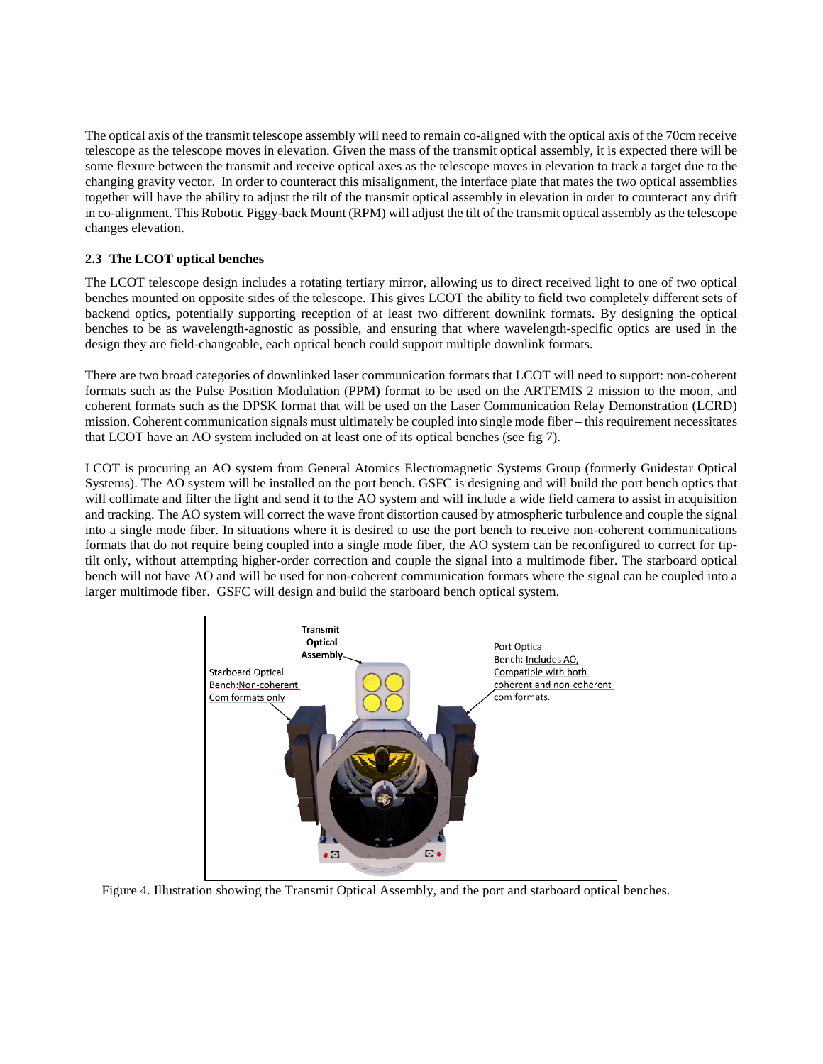The optical axis of the transmit telescope assembly will need to remain co-aligned with the optical axis of the 70cm receive telescope as the telescope moves in elevation. Given the mass of the transmit optical assembly, it is expected there will be some flexure between the transmit and receive optical axes as the telescope moves in elevation to track a target due to the changing gravity vector. In order to counteract this misalignment, the interface plate that mates the two optical assemblies together will have the ability to adjust the tilt of the transmit optical assembly in elevation in order to counteract any drift in co-alignment. This Robotic Piggy-back Mount (RPM) will adjust the tilt of the transmit optical assembly as the telescope changes elevation.

### 2.3 The LCOT optical benches

The LCOT telescope design includes a rotating tertiary mirror, allowing us to direct received light to one of two optical benches mounted on opposite sides of the telescope. This gives LCOT the ability to field two completely different sets of backend optics, potentially supporting reception of at least two different downlink formats. By designing the optical benches to be as wavelength-agnostic as possible, and ensuring that where wavelength-specific optics are used in the design they are field-changeable, each optical bench could support multiple downlink formats.

There are two broad categories of downlinked laser communication formats that LCOT will need to support: non-coherent formats such as the Pulse Position Modulation (PPM) format to be used on the ARTEMIS 2 mission to the moon, and coherent formats such as the DPSK format that will be used on the Laser Communication Relay Demonstration (LCRD) mission. Coherent communication signals must ultimately be coupled into single mode fiber – this requirement necessitates that LCOT have an AO system included on at least one of its optical benches (see fig 7).

LCOT is procuring an AO system from General Atomics Electromagnetic Systems Group (formerly Guidestar Optical Systems). The AO system will be installed on the port bench. GSFC is designing and will build the port bench optics that will collimate and filter the light and send it to the AO system and will include a wide field camera to assist in acquisition and tracking. The AO system will correct the wave front distortion caused by atmospheric turbulence and couple the signal into a single mode fiber. In situations where it is desired to use the port bench to receive non-coherent communications formats that do not require being coupled into a single mode fiber, the AO system can be reconfigured to correct for tip-tilt only, without attempting higher-order correction and couple the signal into a multimode fiber. The starboard optical bench will not have AO and will be used for non-coherent communication formats where the signal can be coupled into a larger multimode fiber. GSFC will design and build the starboard bench optical system.

Figure 4. Illustration showing the Transmit Optical Assembly, and the port and starboard optical benches.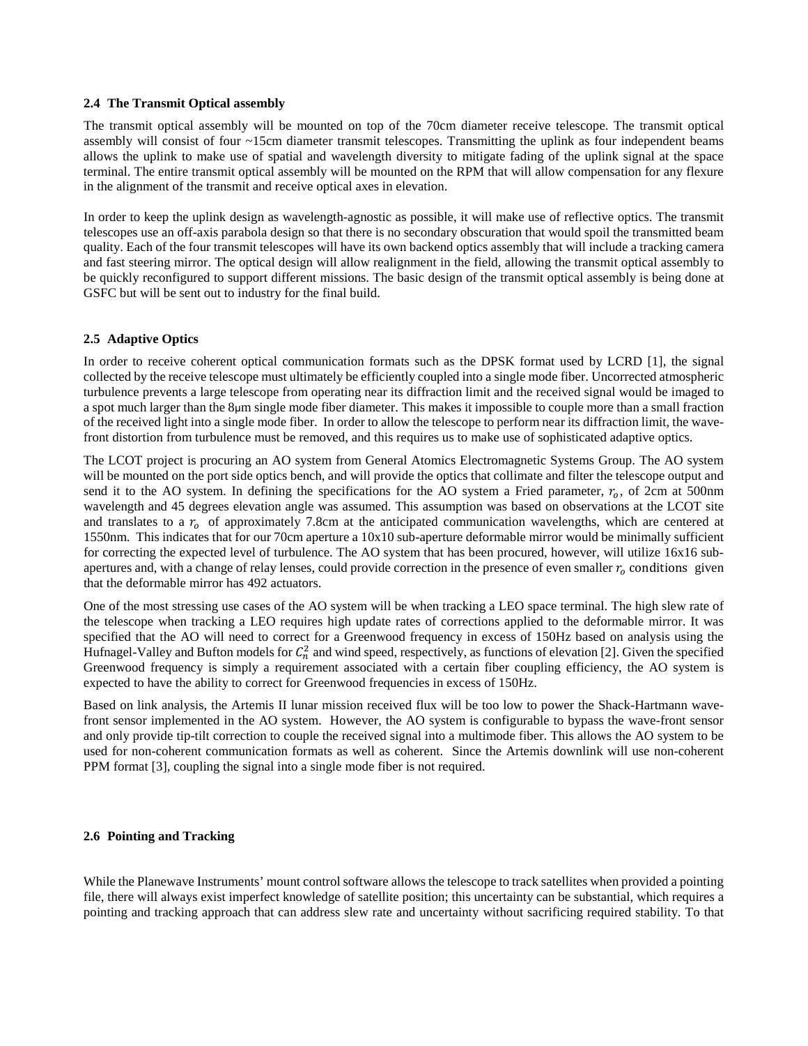### 2.4 The Transmit Optical assembly

The transmit optical assembly will be mounted on top of the 70cm diameter receive telescope. The transmit optical assembly will consist of four ~15cm diameter transmit telescopes. Transmitting the uplink as four independent beams allows the uplink to make use of spatial and wavelength diversity to mitigate fading of the uplink signal at the space terminal. The entire transmit optical assembly will be mounted on the RPM that will allow compensation for any flexure in the alignment of the transmit and receive optical axes in elevation.

In order to keep the uplink design as wavelength-agnostic as possible, it will make use of reflective optics. The transmit telescopes use an off-axis parabola design so that there is no secondary obscuration that would spoil the transmitted beam quality. Each of the four transmit telescopes will have its own backend optics assembly that will include a tracking camera and fast steering mirror. The optical design will allow realignment in the field, allowing the transmit optical assembly to be quickly reconfigured to support different missions. The basic design of the transmit optical assembly is being done at GSFC but will be sent out to industry for the final build.

### 2.5 Adaptive Optics

In order to receive coherent optical communication formats such as the DPSK format used by LCRD [1], the signal collected by the receive telescope must ultimately be efficiently coupled into a single mode fiber. Uncorrected atmospheric turbulence prevents a large telescope from operating near its diffraction limit and the received signal would be imaged to a spot much larger than the 8μm single mode fiber diameter. This makes it impossible to couple more than a small fraction of the received light into a single mode fiber. In order to allow the telescope to perform near its diffraction limit, the wave-front distortion from turbulence must be removed, and this requires us to make use of sophisticated adaptive optics.

The LCOT project is procuring an AO system from General Atomics Electromagnetic Systems Group. The AO system will be mounted on the port side optics bench, and will provide the optics that collimate and filter the telescope output and send it to the AO system. In defining the specifications for the AO system a Fried parameter, $r_o$, of 2cm at 500nm wavelength and 45 degrees elevation angle was assumed. This assumption was based on observations at the LCOT site and translates to a $r_o$ of approximately 7.8cm at the anticipated communication wavelengths, which are centered at 1550nm. This indicates that for our 70cm aperture a 10x10 sub-aperture deformable mirror would be minimally sufficient for correcting the expected level of turbulence. The AO system that has been procured, however, will utilize 16x16 sub-apertures and, with a change of relay lenses, could provide correction in the presence of even smaller $r_o$ conditions given that the deformable mirror has 492 actuators.

One of the most stressing use cases of the AO system will be when tracking a LEO space terminal. The high slew rate of the telescope when tracking a LEO requires high update rates of corrections applied to the deformable mirror. It was specified that the AO will need to correct for a Greenwood frequency in excess of 150Hz based on analysis using the Hufnagel-Valley and Bufton models for $C_n^2$ and wind speed, respectively, as functions of elevation [2]. Given the specified Greenwood frequency is simply a requirement associated with a certain fiber coupling efficiency, the AO system is expected to have the ability to correct for Greenwood frequencies in excess of 150Hz.

Based on link analysis, the Artemis II lunar mission received flux will be too low to power the Shack-Hartmann wave-front sensor implemented in the AO system. However, the AO system is configurable to bypass the wave-front sensor and only provide tip-tilt correction to couple the received signal into a multimode fiber. This allows the AO system to be used for non-coherent communication formats as well as coherent. Since the Artemis downlink will use non-coherent PPM format [3], coupling the signal into a single mode fiber is not required.

### 2.6 Pointing and Tracking

While the Planewave Instruments' mount control software allows the telescope to track satellites when provided a pointing file, there will always exist imperfect knowledge of satellite position; this uncertainty can be substantial, which requires a pointing and tracking approach that can address slew rate and uncertainty without sacrificing required stability. To that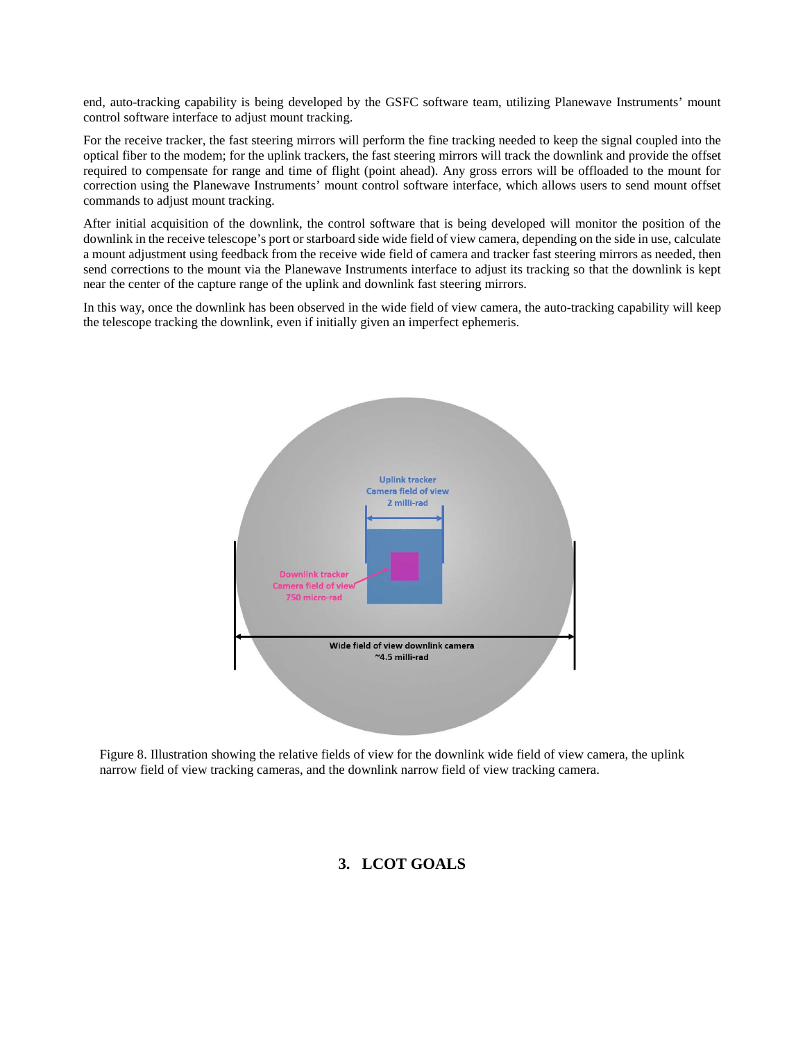end, auto-tracking capability is being developed by the GSFC software team, utilizing Planewave Instruments' mount control software interface to adjust mount tracking.

For the receive tracker, the fast steering mirrors will perform the fine tracking needed to keep the signal coupled into the optical fiber to the modem; for the uplink trackers, the fast steering mirrors will track the downlink and provide the offset required to compensate for range and time of flight (point ahead). Any gross errors will be offloaded to the mount for correction using the Planewave Instruments' mount control software interface, which allows users to send mount offset commands to adjust mount tracking.

After initial acquisition of the downlink, the control software that is being developed will monitor the position of the downlink in the receive telescope's port or starboard side wide field of view camera, depending on the side in use, calculate a mount adjustment using feedback from the receive wide field of camera and tracker fast steering mirrors as needed, then send corrections to the mount via the Planewave Instruments interface to adjust its tracking so that the downlink is kept near the center of the capture range of the uplink and downlink fast steering mirrors.

In this way, once the downlink has been observed in the wide field of view camera, the auto-tracking capability will keep the telescope tracking the downlink, even if initially given an imperfect ephemeris.

Figure 8. Illustration showing the relative fields of view for the downlink wide field of view camera, the uplink narrow field of view tracking cameras, and the downlink narrow field of view tracking camera.

## 3. LCOT GOALS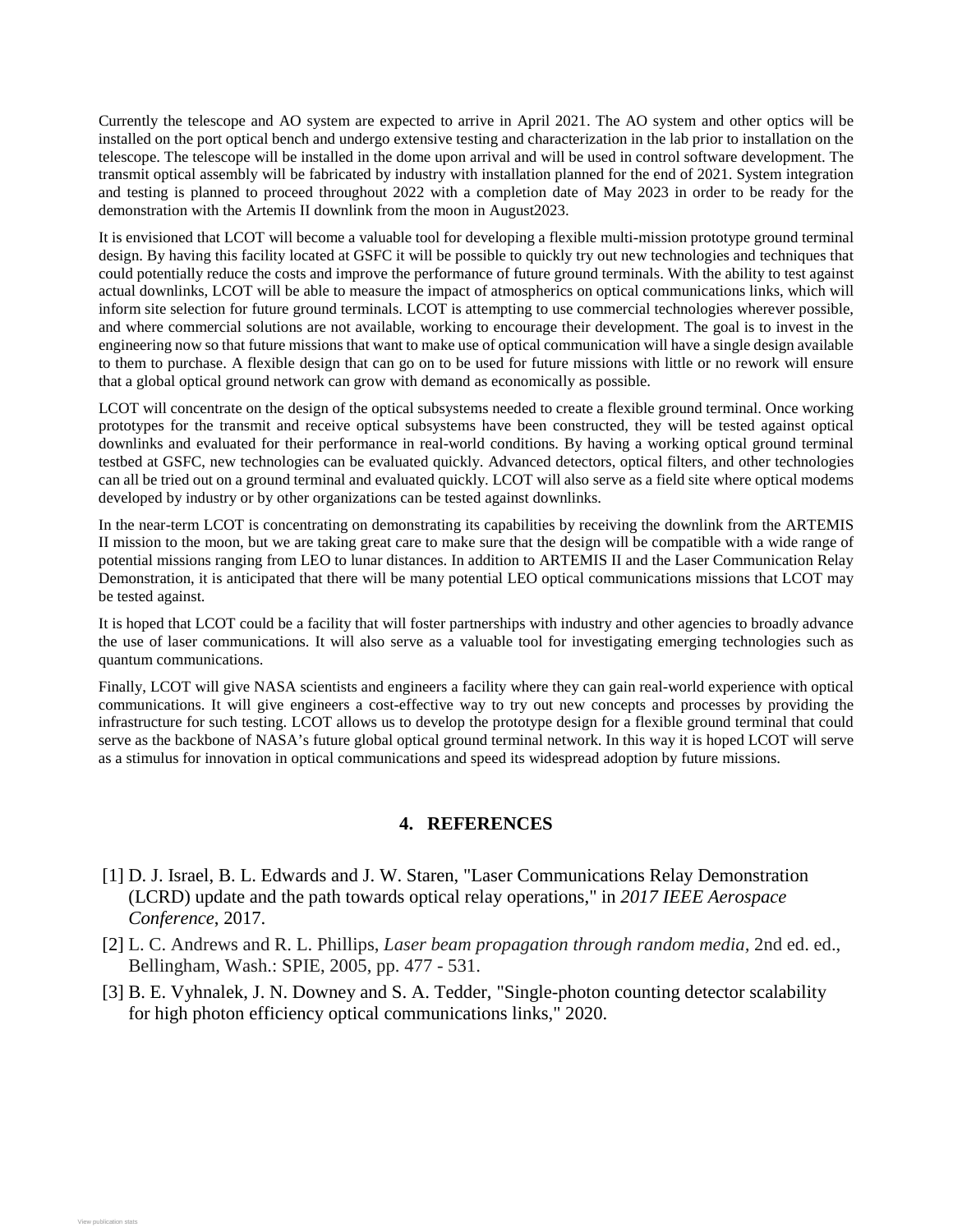Currently the telescope and AO system are expected to arrive in April 2021. The AO system and other optics will be installed on the port optical bench and undergo extensive testing and characterization in the lab prior to installation on the telescope. The telescope will be installed in the dome upon arrival and will be used in control software development. The transmit optical assembly will be fabricated by industry with installation planned for the end of 2021. System integration and testing is planned to proceed throughout 2022 with a completion date of May 2023 in order to be ready for the demonstration with the Artemis II downlink from the moon in August2023.

It is envisioned that LCOT will become a valuable tool for developing a flexible multi-mission prototype ground terminal design. By having this facility located at GSFC it will be possible to quickly try out new technologies and techniques that could potentially reduce the costs and improve the performance of future ground terminals. With the ability to test against actual downlinks, LCOT will be able to measure the impact of atmospherics on optical communications links, which will inform site selection for future ground terminals. LCOT is attempting to use commercial technologies wherever possible, and where commercial solutions are not available, working to encourage their development. The goal is to invest in the engineering now so that future missions that want to make use of optical communication will have a single design available to them to purchase. A flexible design that can go on to be used for future missions with little or no rework will ensure that a global optical ground network can grow with demand as economically as possible.

LCOT will concentrate on the design of the optical subsystems needed to create a flexible ground terminal. Once working prototypes for the transmit and receive optical subsystems have been constructed, they will be tested against optical downlinks and evaluated for their performance in real-world conditions. By having a working optical ground terminal testbed at GSFC, new technologies can be evaluated quickly. Advanced detectors, optical filters, and other technologies can all be tried out on a ground terminal and evaluated quickly. LCOT will also serve as a field site where optical modems developed by industry or by other organizations can be tested against downlinks.

In the near-term LCOT is concentrating on demonstrating its capabilities by receiving the downlink from the ARTEMIS II mission to the moon, but we are taking great care to make sure that the design will be compatible with a wide range of potential missions ranging from LEO to lunar distances. In addition to ARTEMIS II and the Laser Communication Relay Demonstration, it is anticipated that there will be many potential LEO optical communications missions that LCOT may be tested against.

It is hoped that LCOT could be a facility that will foster partnerships with industry and other agencies to broadly advance the use of laser communications. It will also serve as a valuable tool for investigating emerging technologies such as quantum communications.

Finally, LCOT will give NASA scientists and engineers a facility where they can gain real-world experience with optical communications. It will give engineers a cost-effective way to try out new concepts and processes by providing the infrastructure for such testing. LCOT allows us to develop the prototype design for a flexible ground terminal that could serve as the backbone of NASA's future global optical ground terminal network. In this way it is hoped LCOT will serve as a stimulus for innovation in optical communications and speed its widespread adoption by future missions.

## 4. REFERENCES

[1] D. J. Israel, B. L. Edwards and J. W. Staren, "Laser Communications Relay Demonstration (LCRD) update and the path towards optical relay operations," in *2017 IEEE Aerospace Conference*, 2017.

[2] L. C. Andrews and R. L. Phillips, *Laser beam propagation through random media*, 2nd ed. ed., Bellingham, Wash.: SPIE, 2005, pp. 477 - 531.

[3] B. E. Vyhnalek, J. N. Downey and S. A. Tedder, "Single-photon counting detector scalability for high photon efficiency optical communications links," 2020.